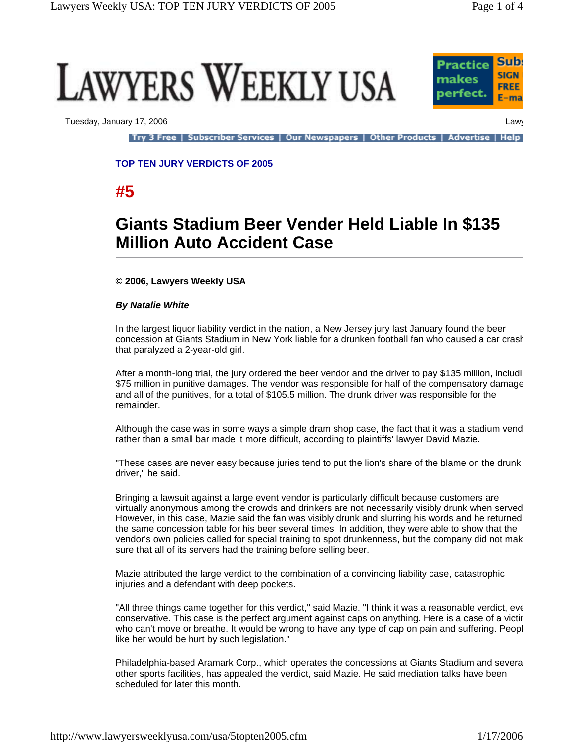# LAWYERS WEEKLY USA

Tuesday, January 17, 2006

Try 3 Free | Subscriber Services | Our Newspapers | Other Products | Advertise | Help

**TOP TEN JURY VERDICTS OF 2005**

## #5

## Giants Stadium Beer Vender Held Liable In $135 Million Auto Accident Case

**© 2006, Lawyers Weekly USA**

***By Natalie White***

In the largest liquor liability verdict in the nation, a New Jersey jury last January found the beer concession at Giants Stadium in New York liable for a drunken football fan who caused a car crash that paralyzed a 2-year-old girl.

After a month-long trial, the jury ordered the beer vendor and the driver to pay $135 million, including $75 million in punitive damages. The vendor was responsible for half of the compensatory damages and all of the punitives, for a total of $105.5 million. The drunk driver was responsible for the remainder.

Although the case was in some ways a simple dram shop case, the fact that it was a stadium vendor rather than a small bar made it more difficult, according to plaintiffs' lawyer David Mazie.

"These cases are never easy because juries tend to put the lion's share of the blame on the drunk driver," he said.

Bringing a lawsuit against a large event vendor is particularly difficult because customers are virtually anonymous among the crowds and drinkers are not necessarily visibly drunk when served. However, in this case, Mazie said the fan was visibly drunk and slurring his words and he returned to the same concession table for his beer several times. In addition, they were able to show that the vendor's own policies called for special training to spot drunkenness, but the company did not make sure that all of its servers had the training before selling beer.

Mazie attributed the large verdict to the combination of a convincing liability case, catastrophic injuries and a defendant with deep pockets.

"All three things came together for this verdict," said Mazie. "I think it was a reasonable verdict, even conservative. This case is the perfect argument against caps on anything. Here is a case of a victim who can't move or breathe. It would be wrong to have any type of cap on pain and suffering. People like her would be hurt by such legislation."

Philadelphia-based Aramark Corp., which operates the concessions at Giants Stadium and several other sports facilities, has appealed the verdict, said Mazie. He said mediation talks have been scheduled for later this month.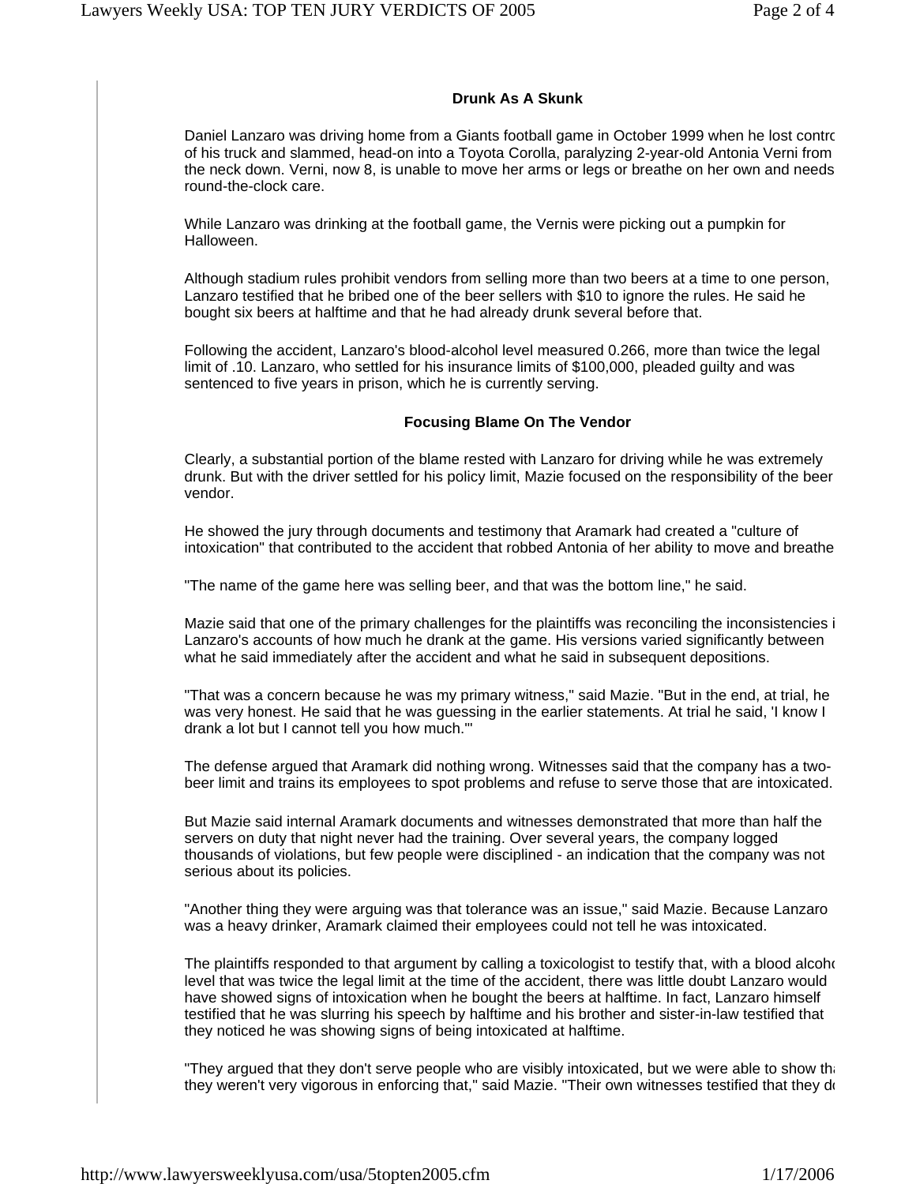### Drunk As A Skunk

Daniel Lanzaro was driving home from a Giants football game in October 1999 when he lost contro of his truck and slammed, head-on into a Toyota Corolla, paralyzing 2-year-old Antonia Verni from the neck down. Verni, now 8, is unable to move her arms or legs or breathe on her own and needs round-the-clock care.

While Lanzaro was drinking at the football game, the Vernis were picking out a pumpkin for Halloween.

Although stadium rules prohibit vendors from selling more than two beers at a time to one person, Lanzaro testified that he bribed one of the beer sellers with $10 to ignore the rules. He said he bought six beers at halftime and that he had already drunk several before that.

Following the accident, Lanzaro's blood-alcohol level measured 0.266, more than twice the legal limit of .10. Lanzaro, who settled for his insurance limits of $100,000, pleaded guilty and was sentenced to five years in prison, which he is currently serving.

### Focusing Blame On The Vendor

Clearly, a substantial portion of the blame rested with Lanzaro for driving while he was extremely drunk. But with the driver settled for his policy limit, Mazie focused on the responsibility of the beer vendor.

He showed the jury through documents and testimony that Aramark had created a "culture of intoxication" that contributed to the accident that robbed Antonia of her ability to move and breathe

"The name of the game here was selling beer, and that was the bottom line," he said.

Mazie said that one of the primary challenges for the plaintiffs was reconciling the inconsistencies i Lanzaro's accounts of how much he drank at the game. His versions varied significantly between what he said immediately after the accident and what he said in subsequent depositions.

"That was a concern because he was my primary witness," said Mazie. "But in the end, at trial, he was very honest. He said that he was guessing in the earlier statements. At trial he said, 'I know I drank a lot but I cannot tell you how much.'"

The defense argued that Aramark did nothing wrong. Witnesses said that the company has a two-beer limit and trains its employees to spot problems and refuse to serve those that are intoxicated.

But Mazie said internal Aramark documents and witnesses demonstrated that more than half the servers on duty that night never had the training. Over several years, the company logged thousands of violations, but few people were disciplined - an indication that the company was not serious about its policies.

"Another thing they were arguing was that tolerance was an issue," said Mazie. Because Lanzaro was a heavy drinker, Aramark claimed their employees could not tell he was intoxicated.

The plaintiffs responded to that argument by calling a toxicologist to testify that, with a blood alcoho level that was twice the legal limit at the time of the accident, there was little doubt Lanzaro would have showed signs of intoxication when he bought the beers at halftime. In fact, Lanzaro himself testified that he was slurring his speech by halftime and his brother and sister-in-law testified that they noticed he was showing signs of being intoxicated at halftime.

"They argued that they don't serve people who are visibly intoxicated, but we were able to show th they weren't very vigorous in enforcing that," said Mazie. "Their own witnesses testified that they d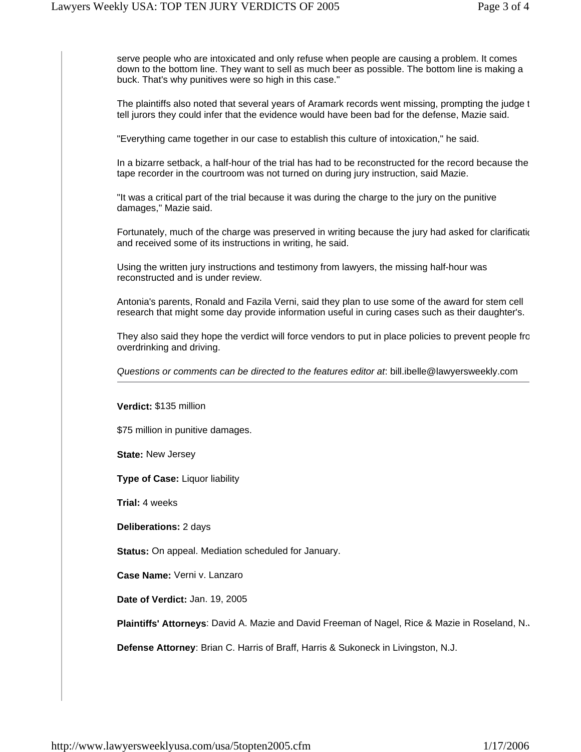serve people who are intoxicated and only refuse when people are causing a problem. It comes down to the bottom line. They want to sell as much beer as possible. The bottom line is making a buck. That's why punitives were so high in this case."

The plaintiffs also noted that several years of Aramark records went missing, prompting the judge t tell jurors they could infer that the evidence would have been bad for the defense, Mazie said.

"Everything came together in our case to establish this culture of intoxication," he said.

In a bizarre setback, a half-hour of the trial has had to be reconstructed for the record because the tape recorder in the courtroom was not turned on during jury instruction, said Mazie.

"It was a critical part of the trial because it was during the charge to the jury on the punitive damages," Mazie said.

Fortunately, much of the charge was preserved in writing because the jury had asked for clarificatio and received some of its instructions in writing, he said.

Using the written jury instructions and testimony from lawyers, the missing half-hour was reconstructed and is under review.

Antonia's parents, Ronald and Fazila Verni, said they plan to use some of the award for stem cell research that might some day provide information useful in curing cases such as their daughter's.

They also said they hope the verdict will force vendors to put in place policies to prevent people fro overdrinking and driving.

*Questions or comments can be directed to the features editor at*: bill.ibelle@lawyersweekly.com

---

**Verdict:** $135 million

$75 million in punitive damages.

**State:** New Jersey

**Type of Case:** Liquor liability

**Trial:** 4 weeks

**Deliberations:** 2 days

**Status:** On appeal. Mediation scheduled for January.

**Case Name:** Verni v. Lanzaro

**Date of Verdict:** Jan. 19, 2005

**Plaintiffs' Attorneys**: David A. Mazie and David Freeman of Nagel, Rice & Mazie in Roseland, N.

**Defense Attorney**: Brian C. Harris of Braff, Harris & Sukoneck in Livingston, N.J.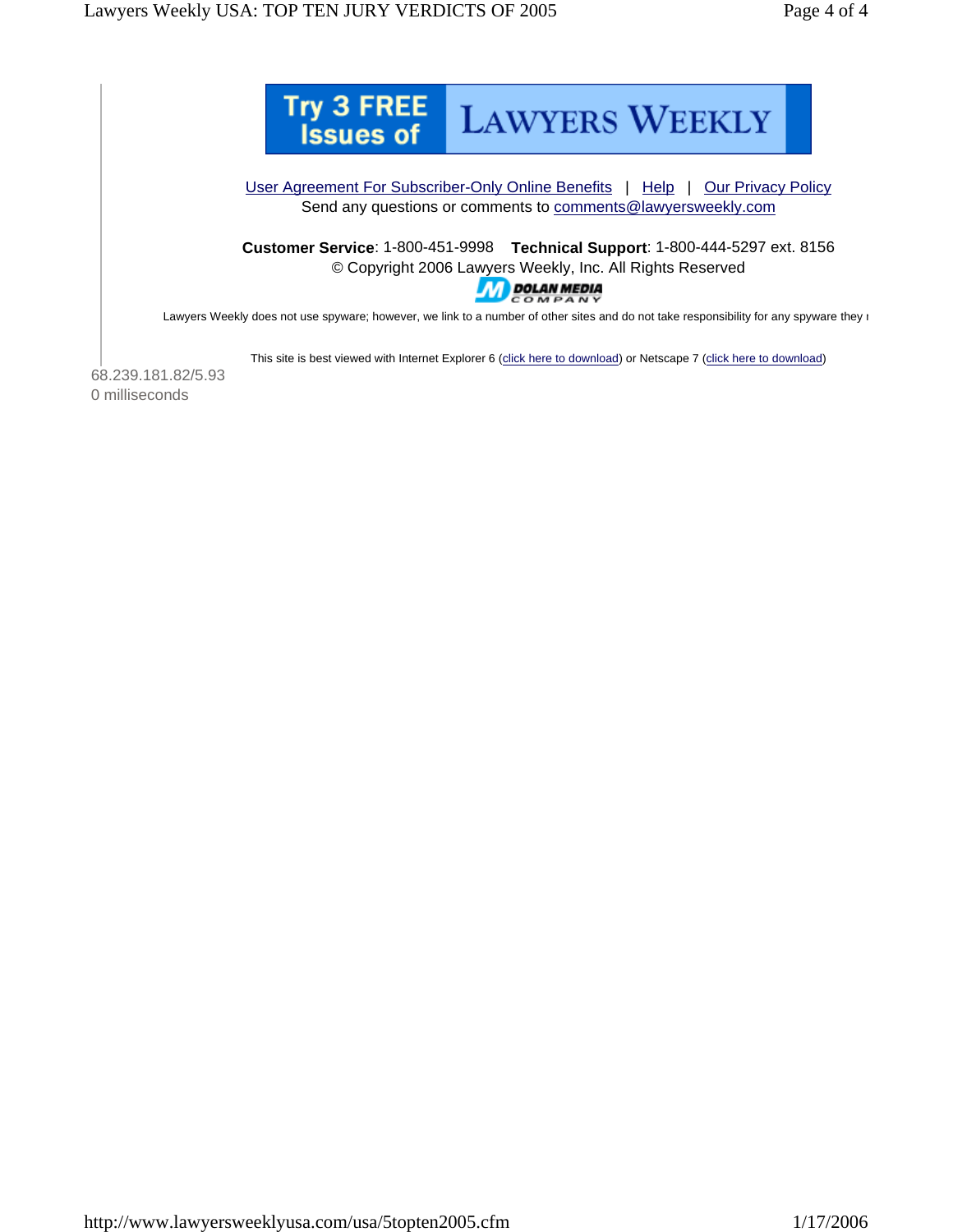Try 3 FREE Issues of LAWYERS WEEKLY

User Agreement For Subscriber-Only Online Benefits | Help | Our Privacy Policy
Send any questions or comments to comments@lawyersweekly.com

**Customer Service**: 1-800-451-9998 **Technical Support**: 1-800-444-5297 ext. 8156
© Copyright 2006 Lawyers Weekly, Inc. All Rights Reserved

DOLAN MEDIA COMPANY

Lawyers Weekly does not use spyware; however, we link to a number of other sites and do not take responsibility for any spyware they r

This site is best viewed with Internet Explorer 6 (click here to download) or Netscape 7 (click here to download)

68.239.181.82/5.93
0 milliseconds